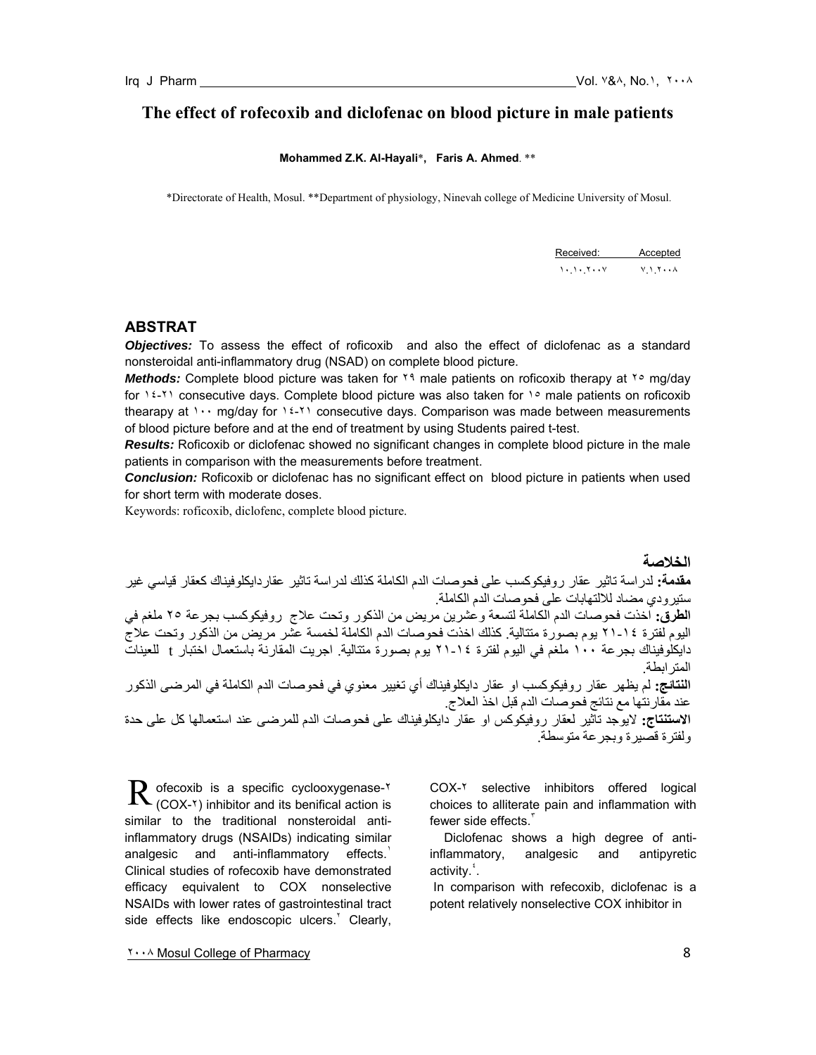# The effect of rofecoxib and diclofenac on blood picture in male patients

**Mohammed Z.K. Al-Hayali***, **Faris A. Ahmed**. **

*Directorate of Health, Mosul. **Department of physiology, Ninevah college of Medicine University of Mosul.

| Received: | Accepted |
|---|---|
| ١٠.١٠.٢٠٠٧ | ٧.١.٢٠٠٨ |

## ABSTRAT

***Objectives:*** To assess the effect of roficoxib and also the effect of diclofenac as a standard nonsteroidal anti-inflammatory drug (NSAD) on complete blood picture.

***Methods:*** Complete blood picture was taken for ٢٩ male patients on roficoxib therapy at ٢٥ mg/day for ١٤-٢١ consecutive days. Complete blood picture was also taken for ١٥ male patients on roficoxib thearapy at ١٠٠ mg/day for ١٤-٢١ consecutive days. Comparison was made between measurements of blood picture before and at the end of treatment by using Students paired t-test.

***Results:*** Roficoxib or diclofenac showed no significant changes in complete blood picture in the male patients in comparison with the measurements before treatment.

***Conclusion:*** Roficoxib or diclofenac has no significant effect on blood picture in patients when used for short term with moderate doses.

Keywords: roficoxib, diclofenc, complete blood picture.

## الخلاصة

**مقدمة:** لدراسة تاثير عقار روفيكوكسب على فحوصات الدم الكاملة كذلك لدراسة تاثير عقاردايكلوفيناك كعقار قياسي غير ستيرودي مضاد للالتهابات على فحوصات الدم الكاملة.

**الطرق:** اخذت فحوصات الدم الكاملة لتسعة وعشرين مريض من الذكور وتحت علاج روفيكوكسب بجرعة ٢٥ ملغم في اليوم لفترة ١٤-٢١ يوم بصورة متتالية. كذلك اخذت فحوصات الدم الكاملة لخمسة عشر مريض من الذكور وتحت علاج دايكلوفيناك بجرعة ١٠٠ ملغم في اليوم لفترة ١٤-٢١ يوم بصورة متتالية. اجريت المقارنة باستعمال اختبار t للعينات المترابطة.

**النتائج:** لم يظهر عقار روفيكوكسب او عقار دايكلوفيناك أي تغيير معنوي في فحوصات الدم الكاملة في المرضى الذكور عند مقارنتها مع نتائج فحوصات الدم قبل اخذ العلاج.

**الاستنتاج:** لايوجد تاثير لعقار روفيكوكس او عقار دايكلوفيناك على فحوصات الدم للمرضى عند استعمالها كل على حدة ولفترة قصيرة وبجرعة متوسطة.

Rofecoxib is a specific cyclooxygenase-٢ (COX-٢) inhibitor and its benifical action is similar to the traditional nonsteroidal anti-inflammatory drugs (NSAIDs) indicating similar analgesic and anti-inflammatory effects.[١] Clinical studies of rofecoxib have demonstrated efficacy equivalent to COX nonselective NSAIDs with lower rates of gastrointestinal tract side effects like endoscopic ulcers.[٢] Clearly, COX-٢ selective inhibitors offered logical choices to alliterate pain and inflammation with fewer side effects.[٣]

Diclofenac shows a high degree of anti-inflammatory, analgesic and antipyretic activity.[٤].

In comparison with refecoxib, diclofenac is a potent relatively nonselective COX inhibitor in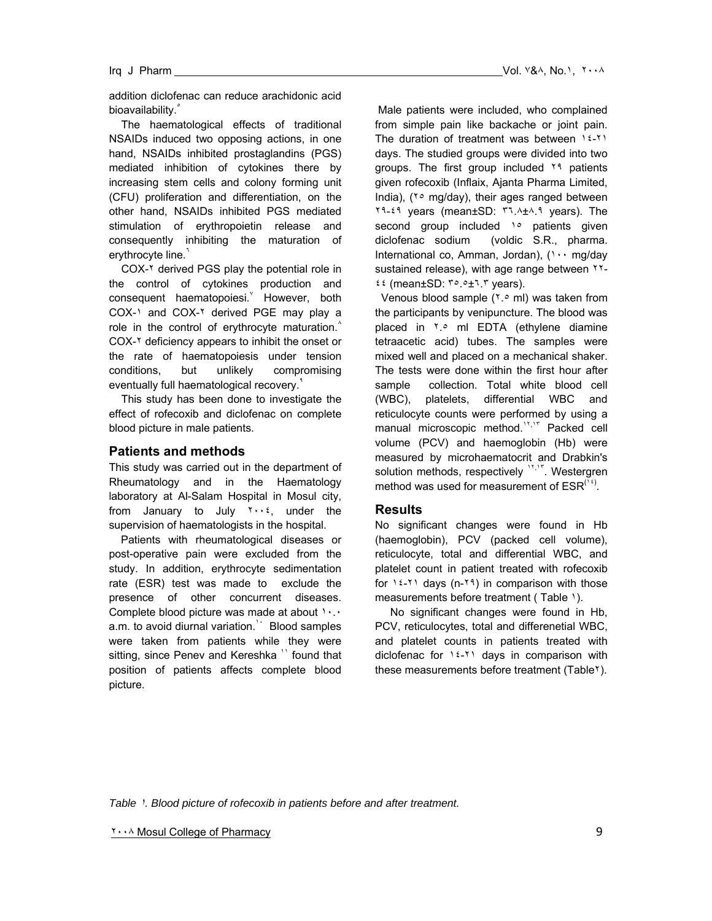addition diclofenac can reduce arachidonic acid bioavailability.[٥]

The haematological effects of traditional NSAIDs induced two opposing actions, in one hand, NSAIDs inhibited prostaglandins (PGS) mediated inhibition of cytokines there by increasing stem cells and colony forming unit (CFU) proliferation and differentiation, on the other hand, NSAIDs inhibited PGS mediated stimulation of erythropoietin release and consequently inhibiting the maturation of erythrocyte line.[٦]

COX-٢ derived PGS play the potential role in the control of cytokines production and consequent haematopoiesi.[٧] However, both COX-١ and COX-٢ derived PGE may play a role in the control of erythrocyte maturation.[٨] COX-٢ deficiency appears to inhibit the onset or the rate of haematopoiesis under tension conditions, but unlikely compromising eventually full haematological recovery.[٩]

This study has been done to investigate the effect of rofecoxib and diclofenac on complete blood picture in male patients.

## Patients and methods

This study was carried out in the department of Rheumatology and in the Haematology laboratory at Al-Salam Hospital in Mosul city, from January to July ٢٠٠٤, under the supervision of haematologists in the hospital.

Patients with rheumatological diseases or post-operative pain were excluded from the study. In addition, erythrocyte sedimentation rate (ESR) test was made to exclude the presence of other concurrent diseases. Complete blood picture was made at about ١٠.٠ a.m. to avoid diurnal variation.[١٠] Blood samples were taken from patients while they were sitting, since Penev and Kereshka [١١] found that position of patients affects complete blood picture.

Male patients were included, who complained from simple pain like backache or joint pain. The duration of treatment was between ١٤-٢١ days. The studied groups were divided into two groups. The first group included ٢٩ patients given rofecoxib (Inflaix, Ajanta Pharma Limited, India), (٢٥ mg/day), their ages ranged between ٢٩-٤٩ years (mean±SD: ٣٦.٨±٨.٩ years). The second group included ١٥ patients given diclofenac sodium (voldic S.R., pharma. International co, Amman, Jordan), (١٠٠ mg/day sustained release), with age range between ٢٢-٤٤ (mean±SD: ٣٥.٥±٦.٣ years).

Venous blood sample (٢.٥ ml) was taken from the participants by venipuncture. The blood was placed in ٢.٥ ml EDTA (ethylene diamine tetraacetic acid) tubes. The samples were mixed well and placed on a mechanical shaker. The tests were done within the first hour after sample collection. Total white blood cell (WBC), platelets, differential WBC and reticulocyte counts were performed by using a manual microscopic method.[١٢,١٣] Packed cell volume (PCV) and haemoglobin (Hb) were measured by microhaematocrit and Drabkin's solution methods, respectively [١٢,١٣]. Westergren method was used for measurement of ESR[(١٤)].

## Results

No significant changes were found in Hb (haemoglobin), PCV (packed cell volume), reticulocyte, total and differential WBC, and platelet count in patient treated with rofecoxib for ١٤-٢١ days (n-٢٩) in comparison with those measurements before treatment ( Table ١).

No significant changes were found in Hb, PCV, reticulocytes, total and differenetial WBC, and platelet counts in patients treated with diclofenac for ١٤-٢١ days in comparison with these measurements before treatment (Table٢).

*Table ١. Blood picture of rofecoxib in patients before and after treatment.*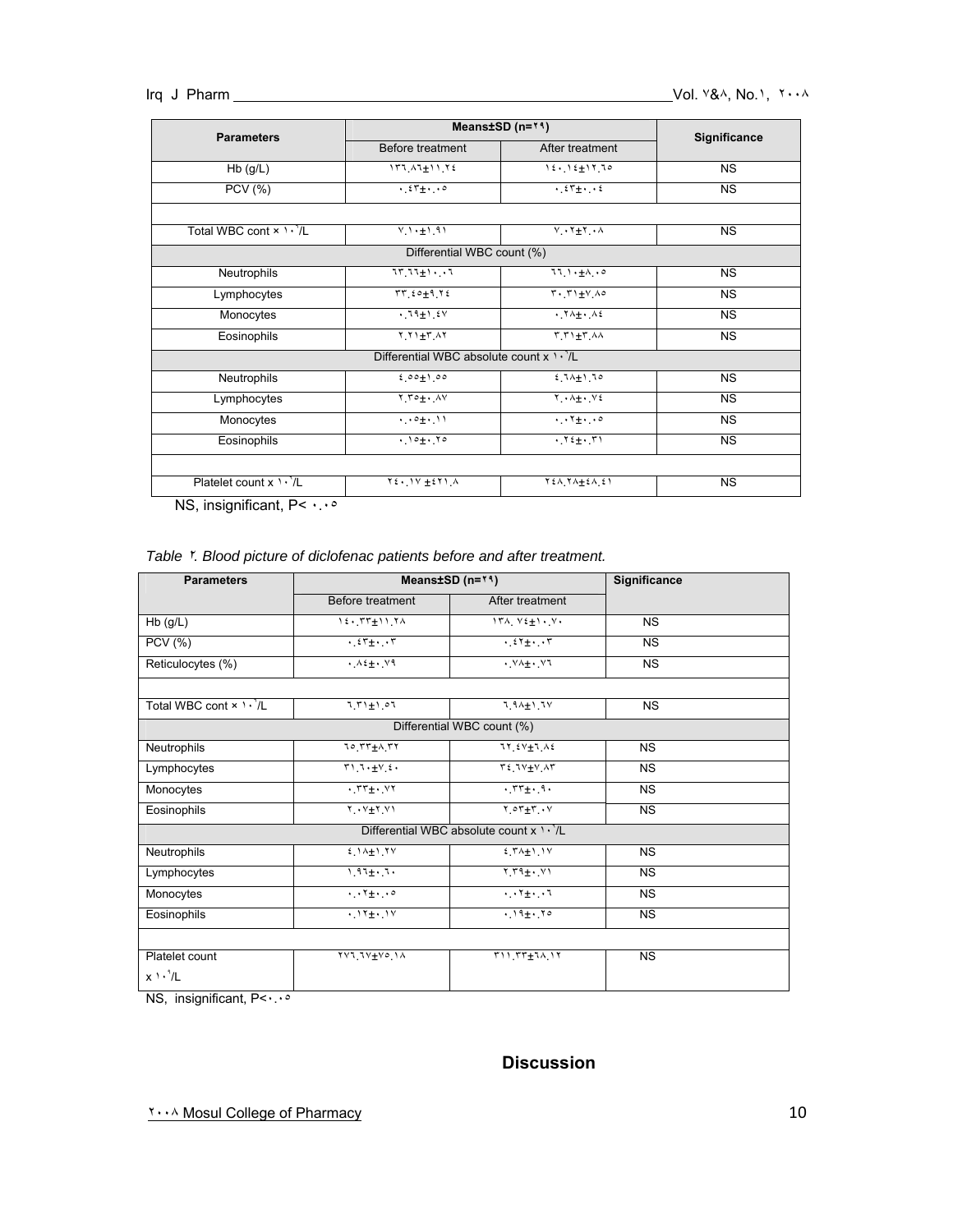| Parameters | Means±SD (n=٢٩) | | Significance |
|---|---|---|---|
| | Before treatment | After treatment | |
| Hb (g/L) | ١٣٦.٨٦±١١.٢٤ | ١٤٠.١٤±١٢.٦٥ | NS |
| PCV (%) | ٠.٤٣±٠.٠٥ | ٠.٤٣±٠.٠٤ | NS |
| | | | |
| Total WBC cont × ١٠⁹/L | ٧.١٠±١.٩١ | ٧.٠٢±٢.٠٨ | NS |
| Differential WBC count (%) | | | |
| Neutrophils | ٦٣.٦٦±١٠.٠٦ | ٦٦.١٠±٨.٠٥ | NS |
| Lymphocytes | ٣٣.٤٥±٩.٢٤ | ٣٠.٣١±٧.٨٥ | NS |
| Monocytes | ٠.٦٩±١.٤٧ | ٠.٢٨±٠.٨٤ | NS |
| Eosinophils | ٢.٢١±٣.٨٢ | ٣.٣١±٣.٨٨ | NS |
| Differential WBC absolute count x ١٠⁹/L | | | |
| Neutrophils | ٤.٥٥±١.٥٥ | ٤.٦٨±١.٦٥ | NS |
| Lymphocytes | ٢.٣٥±٠.٨٧ | ٢.٠٨±٠.٧٤ | NS |
| Monocytes | ٠.٠٥±٠.١١ | ٠.٠٢±٠.٠٥ | NS |
| Eosinophils | ٠.١٥±٠.٢٥ | ٠.٢٤±٠.٣١ | NS |
| | | | |
| Platelet count x ١٠⁹/L | ٢٤٠.١٧ ±٤٢١.٨ | ٢٤٨.٢٨±٤٨.٤١ | NS |

NS, insignificant, P< ٠.٠٥

*Table ٢. Blood picture of diclofenac patients before and after treatment.*

| Parameters | Means±SD (n=٢٩) | | Significance |
|---|---|---|---|
| | Before treatment | After treatment | |
| Hb (g/L) | ١٤٠.٣٣±١١.٢٨ | ١٣٨.٧٤±١٠.٧٠ | NS |
| PCV (%) | ٠.٤٣±٠.٠٣ | ٠.٤٢±٠.٠٣ | NS |
| Reticulocytes (%) | ٠.٨٤±٠.٧٩ | ٠.٧٨±٠.٧٦ | NS |
| | | | |
| Total WBC cont × ١٠⁹/L | ٦.٣١±١.٥٦ | ٦.٩٨±١.٦٧ | NS |
| Differential WBC count (%) | | | |
| Neutrophils | ٦٥.٣٣±٨.٣٢ | ٦٢.٤٧±٦.٨٤ | NS |
| Lymphocytes | ٣١.٦٠±٧.٤٠ | ٣٤.٦٧±٧.٨٣ | NS |
| Monocytes | ٠.٣٣±٠.٧٢ | ٠.٣٣±٠.٩٠ | NS |
| Eosinophils | ٢.٠٧±٢.٧١ | ٢.٥٣±٣.٠٧ | NS |
| Differential WBC absolute count x ١٠⁹/L | | | |
| Neutrophils | ٤.١٨±١.٢٧ | ٤.٣٨±١.١٧ | NS |
| Lymphocytes | ١.٩٦±٠.٦٠ | ٢.٣٩±٠.٧١ | NS |
| Monocytes | ٠.٠٢±٠.٠٥ | ٠.٠٢±٠.٠٦ | NS |
| Eosinophils | ٠.١٢±٠.١٧ | ٠.١٩±٠.٢٥ | NS |
| | | | |
| Platelet count x ١٠⁹/L | ٢٧٦.٦٧±٧٥.١٨ | ٣١١.٣٣±٦٨.١٢ | NS |

NS, insignificant, P<٠.٠٥

## Discussion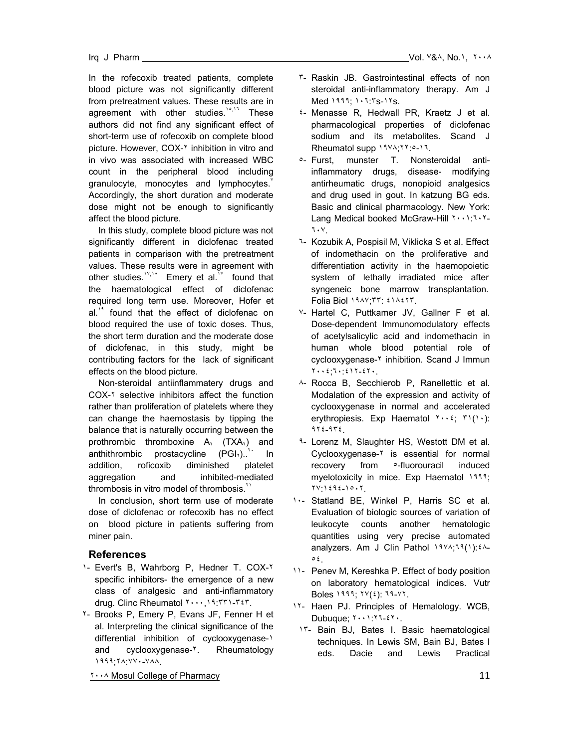In the rofecoxib treated patients, complete blood picture was not significantly different from pretreatment values. These results are in agreement with other studies.[١٥,١٦] These authors did not find any significant effect of short-term use of rofecoxib on complete blood picture. However, COX-٢ inhibition in vitro and in vivo was associated with increased WBC count in the peripheral blood including granulocyte, monocytes and lymphocytes.[٧] Accordingly, the short duration and moderate dose might not be enough to significantly affect the blood picture.

In this study, complete blood picture was not significantly different in diclofenac treated patients in comparison with the pretreatment values. These results were in agreement with other studies.[١٧,١٨] Emery et al.[١٧] found that the haematological effect of diclofenac required long term use. Moreover, Hofer et al.[١٩] found that the effect of diclofenac on blood required the use of toxic doses. Thus, the short term duration and the moderate dose of diclofenac, in this study, might be contributing factors for the lack of significant effects on the blood picture.

Non-steroidal antiinflammatery drugs and COX-٢ selective inhibitors affect the function rather than proliferation of platelets where they can change the haemostasis by tipping the balance that is naturally occurring between the prothrombic thromboxine $A_٢$ ($TXA_٢$) and anthithrombic prostacycline ($PGI_٢$)..[٢٠] In addition, roficoxib diminished platelet aggregation and inhibited-mediated thrombosis in vitro model of thrombosis.[٢١]

In conclusion, short term use of moderate dose of diclofenac or rofecoxib has no effect on blood picture in patients suffering from miner pain.

## References

١- Evert's B, Wahrborg P, Hedner T. COX-٢ specific inhibitors- the emergence of a new class of analgesic and anti-inflammatory drug. Clinc Rheumatol ٢٠٠٠,١٩:٣٣١-٣٤٣.

٢- Brooks P, Emery P, Evans JF, Fenner H et al. Interpreting the clinical significance of the differential inhibition of cyclooxygenase-١ and cyclooxygenase-٢. Rheumatology ١٩٩٩;٢٨:٧٧٠-٧٨٨.

٣- Raskin JB. Gastrointestinal effects of non steroidal anti-inflammatory therapy. Am J Med ١٩٩٩; ١٠٦:٣s-١٢s.

٤- Menasse R, Hedwall PR, Kraetz J et al. pharmacological properties of diclofenac sodium and its metabolites. Scand J Rheumatol supp ١٩٧٨;٢٢:٥-١٦.

٥- Furst, munster T. Nonsteroidal anti-inflammatory drugs, disease- modifying antirheumatic drugs, nonopioid analgesics and drug used in gout. In katzung BG eds. Basic and clinical pharmacology. New York: Lang Medical booked McGraw-Hill ٢٠٠١:٦٠٢-٦٠٧.

٦- Kozubik A, Pospisil M, Viklicka S et al. Effect of indomethacin on the proliferative and differentiation activity in the haemopoietic system of lethally irradiated mice after syngeneic bone marrow transplantation. Folia Biol ١٩٨٧;٣٣: ٤١٨٤٢٣.

٧- Hartel C, Puttkamer JV, Gallner F et al. Dose-dependent Immunomodulatory effects of acetylsalicylic acid and indomethacin in human whole blood potential role of cyclooxygenase-٢ inhibition. Scand J Immun ٢٠٠٤;٦٠:٤١٢-٤٢٠.

٨- Rocca B, Secchierob P, Ranellettic et al. Modalation of the expression and activity of cyclooxygenase in normal and accelerated erythropiesis. Exp Haematol ٢٠٠٤; ٣١(١٠): ٩٢٤-٩٣٤.

٩- Lorenz M, Slaughter HS, Westott DM et al. Cyclooxygenase-٢ is essential for normal recovery from ٥-fluorouracil induced myelotoxicity in mice. Exp Haematol ١٩٩٩; ٢٧:١٤٩٤-١٥٠٢.

١٠- Statland BE, Winkel P, Harris SC et al. Evaluation of biologic sources of variation of leukocyte counts another hematologic quantities using very precise automated analyzers. Am J Clin Pathol ١٩٧٨;٦٩(١):٤٨-٥٤.

١١- Penev M, Kereshka P. Effect of body position on laboratory hematological indices. Vutr Boles ١٩٩٩; ٢٧(٤): ٦٩-٧٢.

١٢- Haen PJ. Principles of Hemalology. WCB, Dubuque; ٢٠٠١:٢٦-٤٢٠.

١٣- Bain BJ, Bates I. Basic haematological techniques. In Lewis SM, Bain BJ, Bates I eds. Dacie and Lewis Practical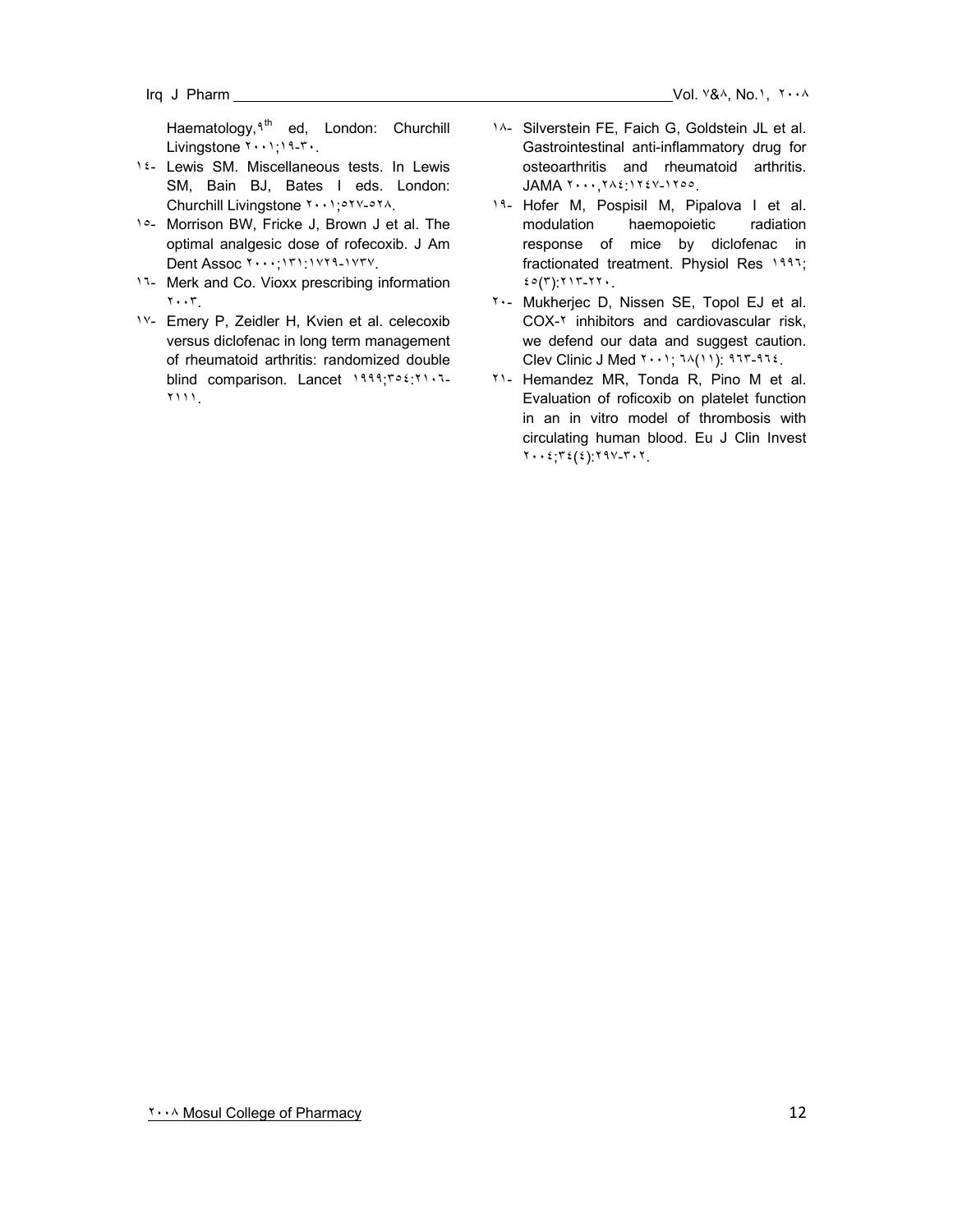Haematology,٩th ed, London: Churchill Livingstone ٢٠٠١;١٩-٣٠.

١٤- Lewis SM. Miscellaneous tests. In Lewis SM, Bain BJ, Bates I eds. London: Churchill Livingstone ٢٠٠١;٥٢٧-٥٢٨.

١٥- Morrison BW, Fricke J, Brown J et al. The optimal analgesic dose of rofecoxib. J Am Dent Assoc ٢٠٠٠;١٣١:١٧٢٩-١٧٣٧.

١٦- Merk and Co. Vioxx prescribing information ٢٠٠٣.

١٧- Emery P, Zeidler H, Kvien et al. celecoxib versus diclofenac in long term management of rheumatoid arthritis: randomized double blind comparison. Lancet ١٩٩٩;٣٥٤:٢١٠٦-٢١١١.

١٨- Silverstein FE, Faich G, Goldstein JL et al. Gastrointestinal anti-inflammatory drug for osteoarthritis and rheumatoid arthritis. JAMA ٢٠٠٠,٢٨٤:١٢٤٧-١٢٥٥.

١٩- Hofer M, Pospisil M, Pipalova I et al. modulation haemopoietic radiation response of mice by diclofenac in fractionated treatment. Physiol Res ١٩٩٦; ٤٥(٣):٢١٣-٢٢٠.

٢٠- Mukherjec D, Nissen SE, Topol EJ et al. COX-٢ inhibitors and cardiovascular risk, we defend our data and suggest caution. Clev Clinic J Med ٢٠٠١; ٦٨(١١): ٩٦٣-٩٦٤.

٢١- Hemandez MR, Tonda R, Pino M et al. Evaluation of roficoxib on platelet function in an in vitro model of thrombosis with circulating human blood. Eu J Clin Invest ٢٠٠٤;٣٤(٤):٢٩٧-٣٠٢.